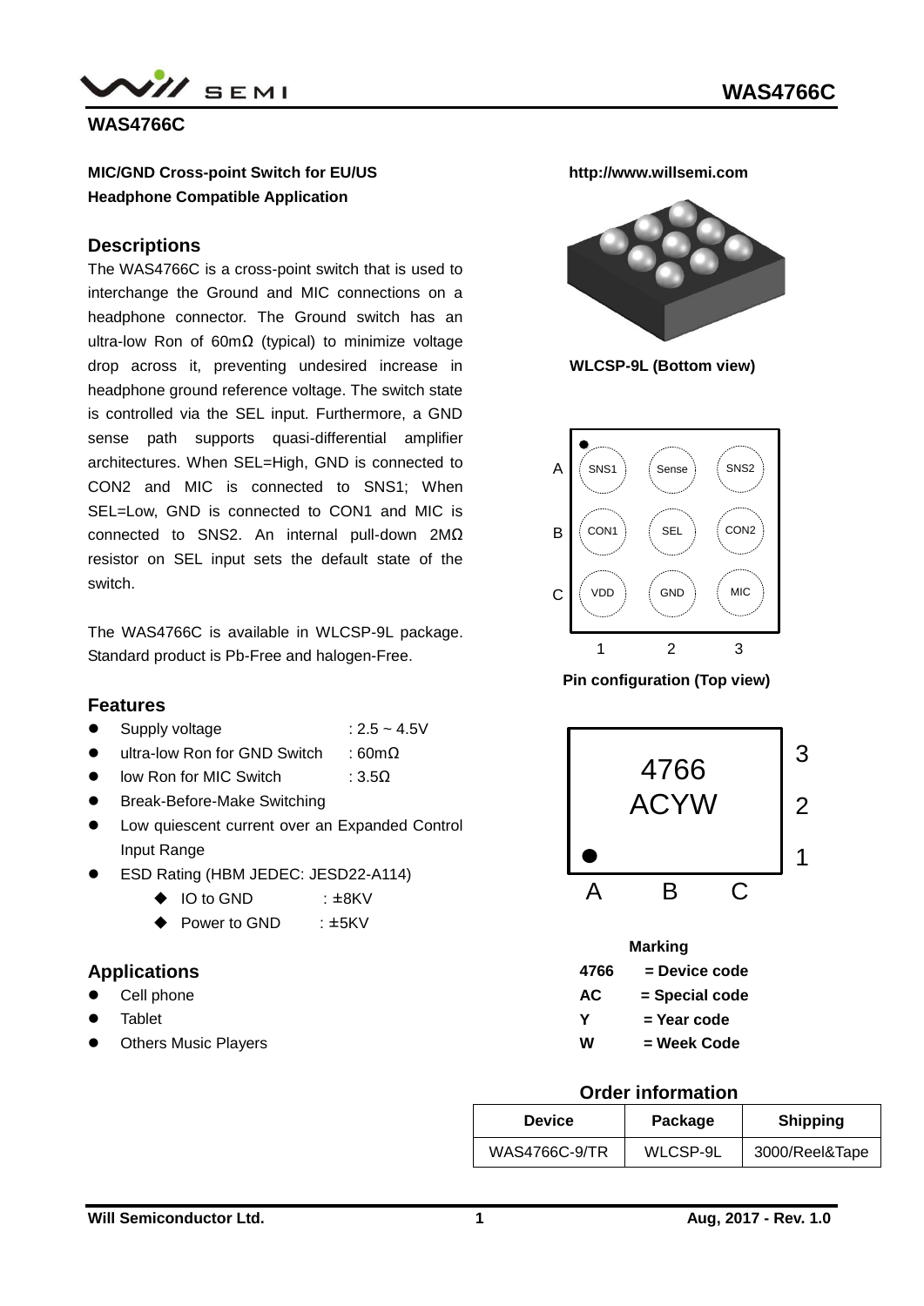# WAS4766C

**MIC/GND Cross-point Switch for EU/US Headphone Compatible Application**

**http://www.willsemi.com**

## Descriptions

The WAS4766C is a cross-point switch that is used to interchange the Ground and MIC connections on a headphone connector. The Ground switch has an ultra-low Ron of 60mΩ (typical) to minimize voltage drop across it, preventing undesired increase in headphone ground reference voltage. The switch state is controlled via the SEL input. Furthermore, a GND sense path supports quasi-differential amplifier architectures. When SEL=High, GND is connected to CON2 and MIC is connected to SNS1; When SEL=Low, GND is connected to CON1 and MIC is connected to SNS2. An internal pull-down 2MΩ resistor on SEL input sets the default state of the switch.

The WAS4766C is available in WLCSP-9L package. Standard product is Pb-Free and halogen-Free.

## Features

- Supply voltage : 2.5 ~ 4.5V
- ultra-low Ron for GND Switch : 60mΩ
- low Ron for MIC Switch : 3.5Ω
- Break-Before-Make Switching
- Low quiescent current over an Expanded Control Input Range
- ESD Rating (HBM JEDEC: JESD22-A114)
  - IO to GND : ±8KV
  - Power to GND : ±5KV

## Applications

- Cell phone
- Tablet
- Others Music Players

**WLCSP-9L (Bottom view)**

| | 1 | 2 | 3 |
|---|---|---|---|
| A | SNS1 | Sense | SNS2 |
| B | CON1 | SEL | CON2 |
| C | VDD | GND | MIC |

**Pin configuration (Top view)**

4766
ACYW

**Marking**

**4766 = Device code**
**AC = Special code**
**Y = Year code**
**W = Week Code**

### Order information

| Device | Package | Shipping |
|---|---|---|
| WAS4766C-9/TR | WLCSP-9L | 3000/Reel&Tape |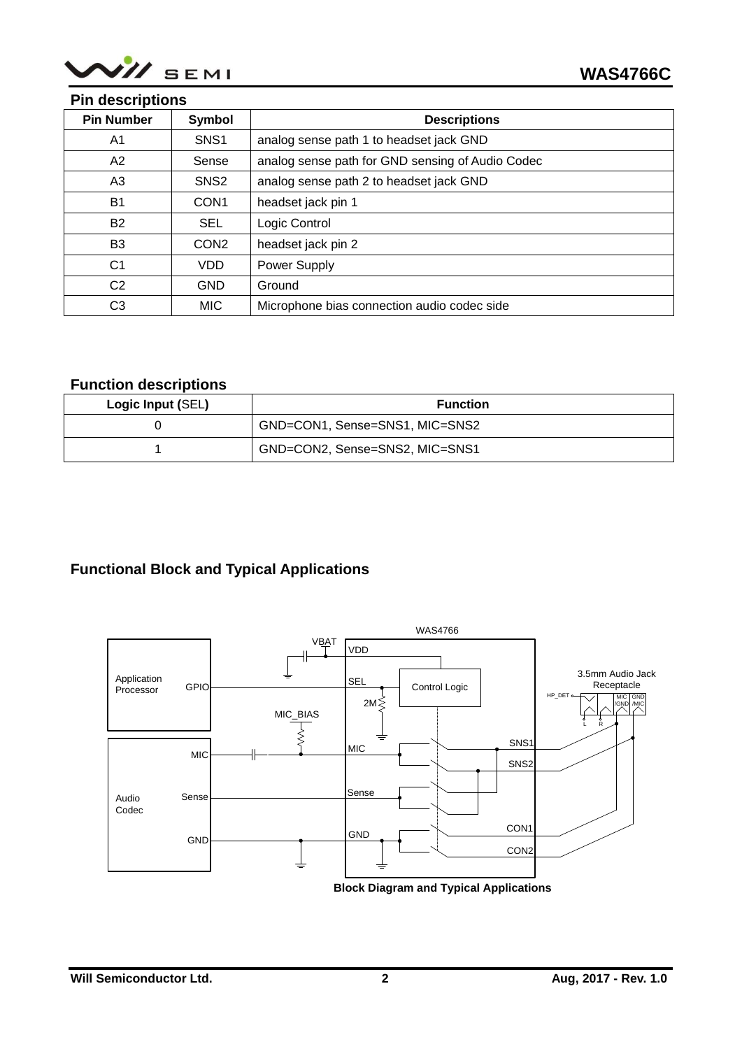## Pin descriptions

| Pin Number | Symbol | Descriptions |
|---|---|---|
| A1 | SNS1 | analog sense path 1 to headset jack GND |
| A2 | Sense | analog sense path for GND sensing of Audio Codec |
| A3 | SNS2 | analog sense path 2 to headset jack GND |
| B1 | CON1 | headset jack pin 1 |
| B2 | SEL | Logic Control |
| B3 | CON2 | headset jack pin 2 |
| C1 | VDD | Power Supply |
| C2 | GND | Ground |
| C3 | MIC | Microphone bias connection audio codec side |

## Function descriptions

| Logic Input (SEL) | Function |
|---|---|
| 0 | GND=CON1, Sense=SNS1, MIC=SNS2 |
| 1 | GND=CON2, Sense=SNS2, MIC=SNS1 |

## Functional Block and Typical Applications

**Block Diagram and Typical Applications**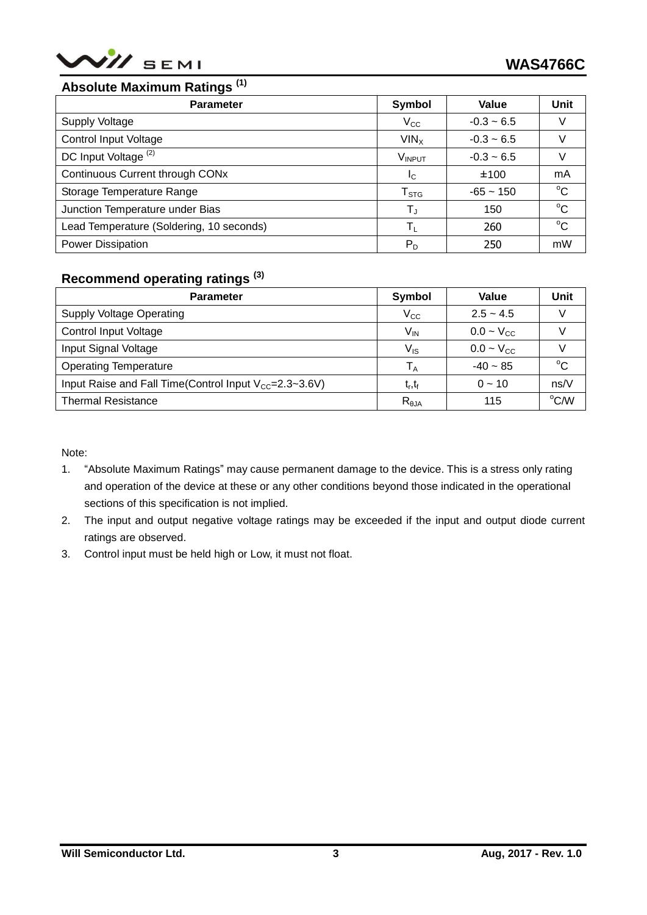## Absolute Maximum Ratings [1]

| Parameter | Symbol | Value | Unit |
|---|---|---|---|
| Supply Voltage | $V_{CC}$ | -0.3 ~ 6.5 | V |
| Control Input Voltage | $VIN_X$ | -0.3 ~ 6.5 | V |
| DC Input Voltage [2] | $V_{INPUT}$ | -0.3 ~ 6.5 | V |
| Continuous Current through CONx | $I_C$ | ±100 | mA |
| Storage Temperature Range | $T_{STG}$ | -65 ~ 150 | °C |
| Junction Temperature under Bias | $T_J$ | 150 | °C |
| Lead Temperature (Soldering, 10 seconds) | $T_L$ | 260 | °C |
| Power Dissipation | $P_D$ | 250 | mW |

## Recommend operating ratings [3]

| Parameter | Symbol | Value | Unit |
|---|---|---|---|
| Supply Voltage Operating | $V_{CC}$ | 2.5 ~ 4.5 | V |
| Control Input Voltage | $V_{IN}$ | 0.0 ~ $V_{CC}$ | V |
| Input Signal Voltage | $V_{IS}$ | 0.0 ~ $V_{CC}$ | V |
| Operating Temperature | $T_A$ | -40 ~ 85 | °C |
| Input Raise and Fall Time(Control Input $V_{CC}$=2.3~3.6V) | $t_r,t_f$ | 0 ~ 10 | ns/V |
| Thermal Resistance | $R_{\theta JA}$ | 115 | °C/W |

Note:

1. "Absolute Maximum Ratings" may cause permanent damage to the device. This is a stress only rating and operation of the device at these or any other conditions beyond those indicated in the operational sections of this specification is not implied.
2. The input and output negative voltage ratings may be exceeded if the input and output diode current ratings are observed.
3. Control input must be held high or Low, it must not float.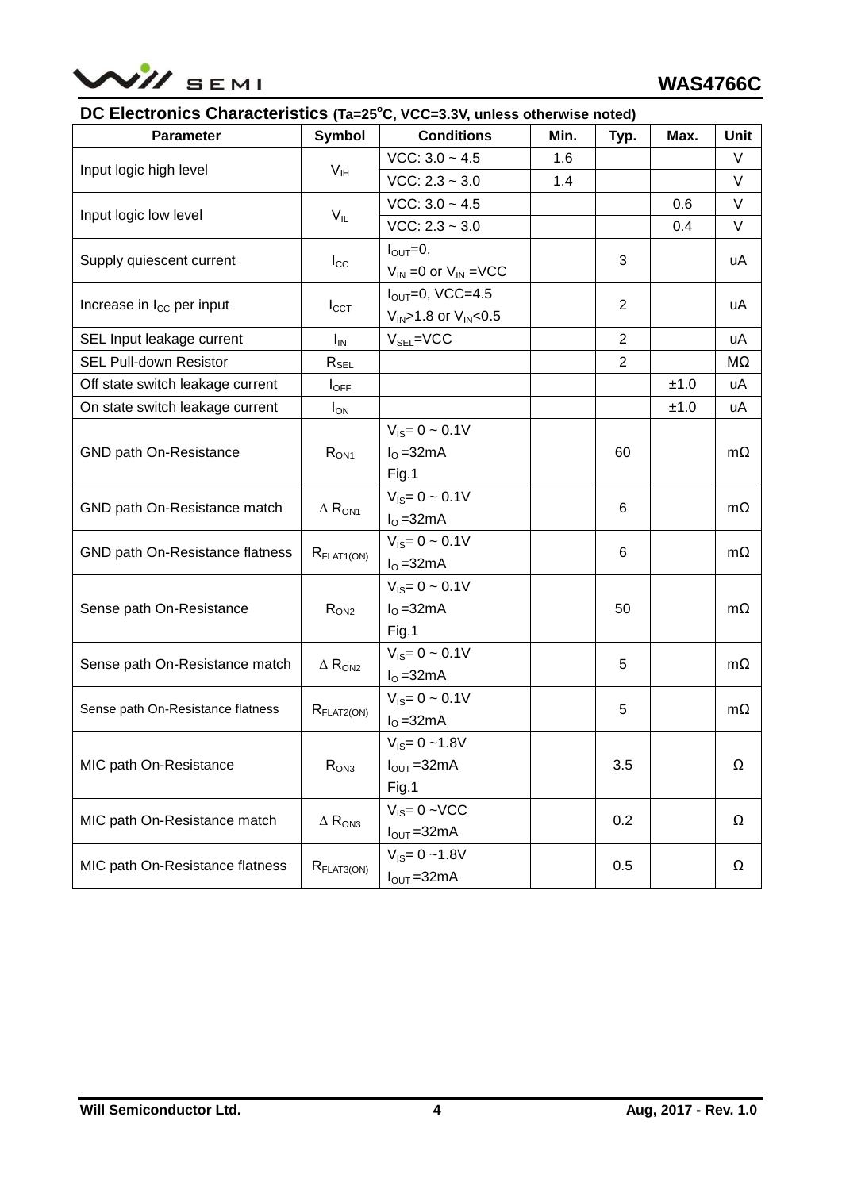## DC Electronics Characteristics (Ta=25°C, VCC=3.3V, unless otherwise noted)

| Parameter | Symbol | Conditions | Min. | Typ. | Max. | Unit |
|---|---|---|---|---|---|---|
| Input logic high level | $V_{IH}$ | VCC: 3.0 ~ 4.5 | 1.6 | | | V |
| | | VCC: 2.3 ~ 3.0 | 1.4 | | | V |
| Input logic low level | $V_{IL}$ | VCC: 3.0 ~ 4.5 | | | 0.6 | V |
| | | VCC: 2.3 ~ 3.0 | | | 0.4 | V |
| Supply quiescent current | $I_{CC}$ | $I_{OUT}$=0, $V_{IN}$ =0 or $V_{IN}$ =VCC | | 3 | | uA |
| Increase in $I_{CC}$ per input | $I_{CCT}$ | $I_{OUT}$=0, VCC=4.5 $V_{IN}$>1.8 or $V_{IN}$<0.5 | | 2 | | uA |
| SEL Input leakage current | $I_{IN}$ | $V_{SEL}$=VCC | | 2 | | uA |
| SEL Pull-down Resistor | $R_{SEL}$ | | | 2 | | MΩ |
| Off state switch leakage current | $I_{OFF}$ | | | | ±1.0 | uA |
| On state switch leakage current | $I_{ON}$ | | | | ±1.0 | uA |
| GND path On-Resistance | $R_{ON1}$ | $V_{IS}$= 0 ~ 0.1V $I_O$ =32mA Fig.1 | | 60 | | mΩ |
| GND path On-Resistance match | $\Delta R_{ON1}$ | $V_{IS}$= 0 ~ 0.1V $I_O$ =32mA | | 6 | | mΩ |
| GND path On-Resistance flatness | $R_{FLAT1(ON)}$ | $V_{IS}$= 0 ~ 0.1V $I_O$ =32mA | | 6 | | mΩ |
| Sense path On-Resistance | $R_{ON2}$ | $V_{IS}$= 0 ~ 0.1V $I_O$ =32mA Fig.1 | | 50 | | mΩ |
| Sense path On-Resistance match | $\Delta R_{ON2}$ | $V_{IS}$= 0 ~ 0.1V $I_O$ =32mA | | 5 | | mΩ |
| Sense path On-Resistance flatness | $R_{FLAT2(ON)}$ | $V_{IS}$= 0 ~ 0.1V $I_O$ =32mA | | 5 | | mΩ |
| MIC path On-Resistance | $R_{ON3}$ | $V_{IS}$= 0 ~1.8V $I_{OUT}$ =32mA Fig.1 | | 3.5 | | Ω |
| MIC path On-Resistance match | $\Delta R_{ON3}$ | $V_{IS}$= 0 ~VCC $I_{OUT}$ =32mA | | 0.2 | | Ω |
| MIC path On-Resistance flatness | $R_{FLAT3(ON)}$ | $V_{IS}$= 0 ~1.8V $I_{OUT}$ =32mA | | 0.5 | | Ω |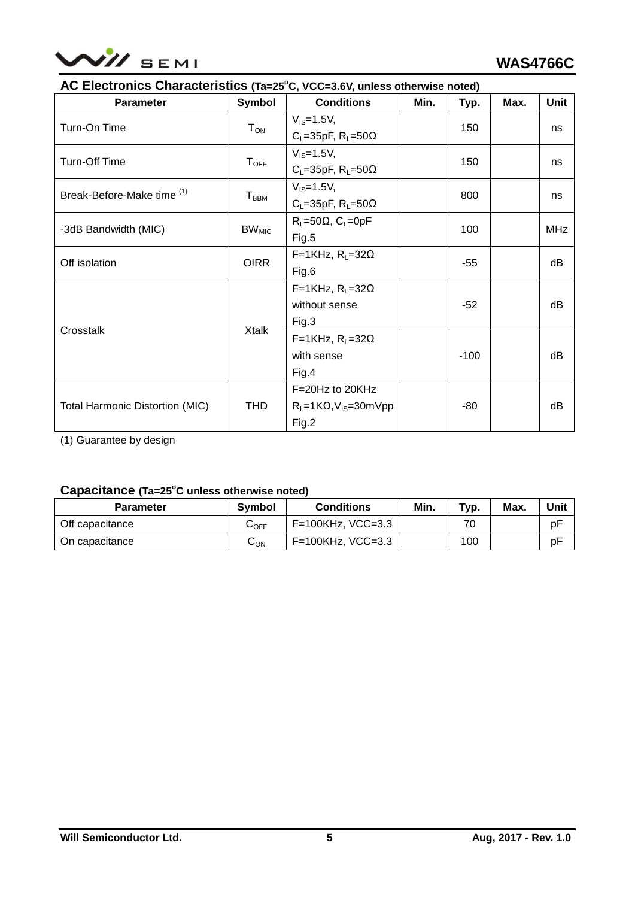## AC Electronics Characteristics (Ta=25°C, VCC=3.6V, unless otherwise noted)

| Parameter | Symbol | Conditions | Min. | Typ. | Max. | Unit |
|---|---|---|---|---|---|---|
| Turn-On Time | $T_{ON}$ | $V_{IS}$=1.5V, $C_L$=35pF, $R_L$=50Ω | | 150 | | ns |
| Turn-Off Time | $T_{OFF}$ | $V_{IS}$=1.5V, $C_L$=35pF, $R_L$=50Ω | | 150 | | ns |
| Break-Before-Make time (1) | $T_{BBM}$ | $V_{IS}$=1.5V, $C_L$=35pF, $R_L$=50Ω | | 800 | | ns |
| -3dB Bandwidth (MIC) | $BW_{MIC}$ | $R_L$=50Ω, $C_L$=0pF Fig.5 | | 100 | | MHz |
| Off isolation | OIRR | F=1KHz, $R_L$=32Ω Fig.6 | | -55 | | dB |
| Crosstalk | Xtalk | F=1KHz, $R_L$=32Ω without sense Fig.3 | | -52 | | dB |
| | | F=1KHz, $R_L$=32Ω with sense Fig.4 | | -100 | | dB |
| Total Harmonic Distortion (MIC) | THD | F=20Hz to 20KHz $R_L$=1KΩ,$V_{IS}$=30mVpp Fig.2 | | -80 | | dB |

(1) Guarantee by design

## Capacitance (Ta=25°C unless otherwise noted)

| Parameter | Symbol | Conditions | Min. | Typ. | Max. | Unit |
|---|---|---|---|---|---|---|
| Off capacitance | $C_{OFF}$ | F=100KHz, VCC=3.3 | | 70 | | pF |
| On capacitance | $C_{ON}$ | F=100KHz, VCC=3.3 | | 100 | | pF |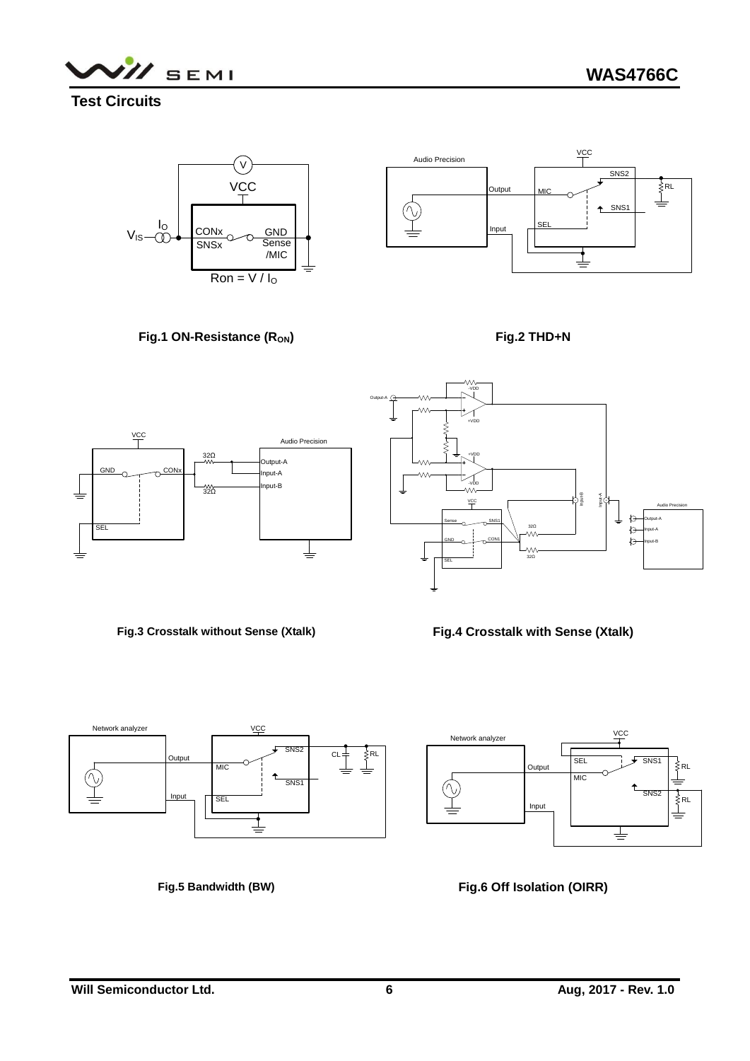## Test Circuits

Fig.1 ON-Resistance ($R_{ON}$)

Fig.2 THD+N

Fig.3 Crosstalk without Sense (Xtalk)

Fig.4 Crosstalk with Sense (Xtalk)

Fig.5 Bandwidth (BW)

Fig.6 Off Isolation (OIRR)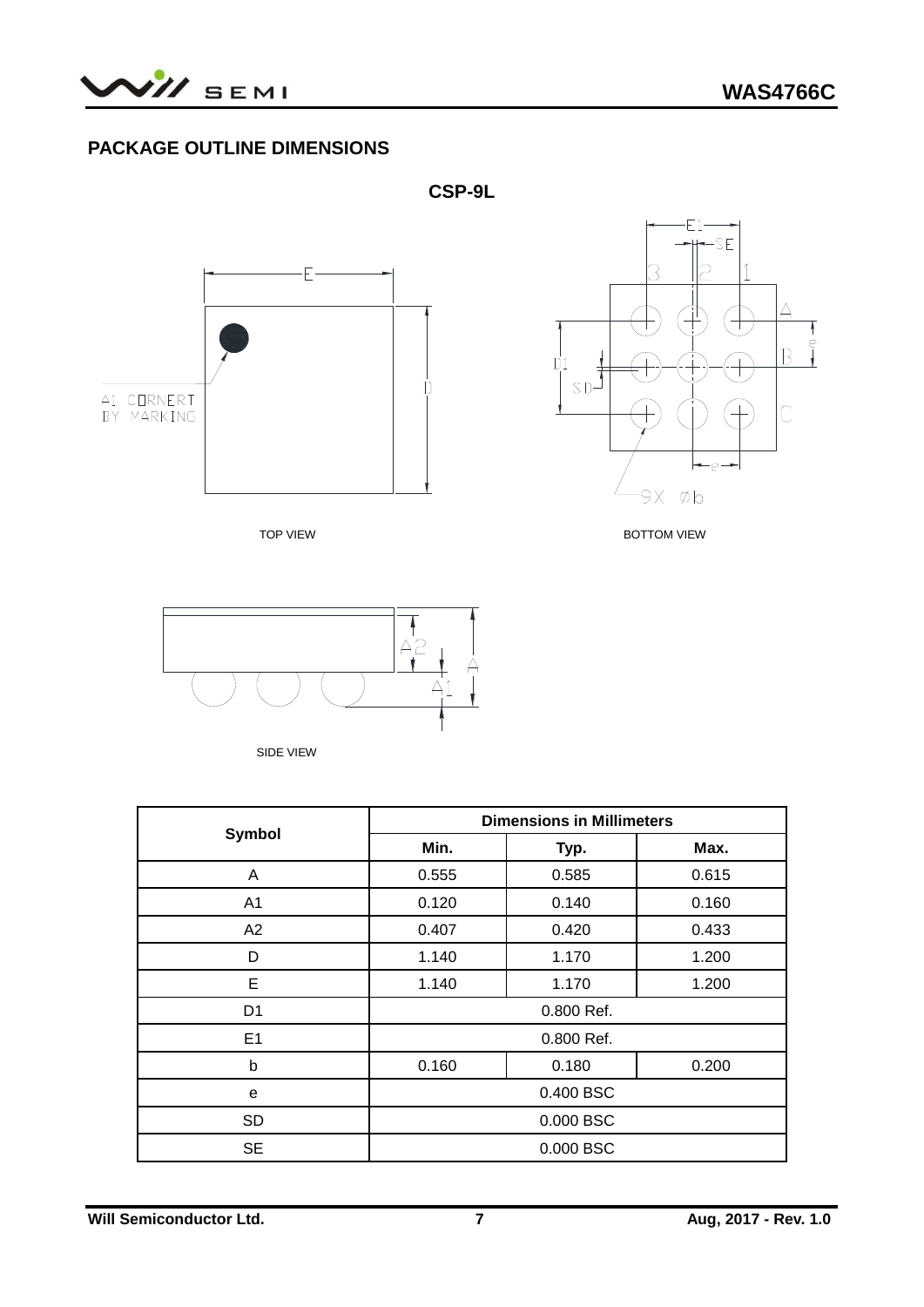## PACKAGE OUTLINE DIMENSIONS

**CSP-9L**

TOP VIEW

BOTTOM VIEW

SIDE VIEW

| Symbol | Dimensions in Millimeters | | |
|---|---|---|---|
| | Min. | Typ. | Max. |
| A | 0.555 | 0.585 | 0.615 |
| A1 | 0.120 | 0.140 | 0.160 |
| A2 | 0.407 | 0.420 | 0.433 |
| D | 1.140 | 1.170 | 1.200 |
| E | 1.140 | 1.170 | 1.200 |
| D1 | 0.800 Ref. | | |
| E1 | 0.800 Ref. | | |
| b | 0.160 | 0.180 | 0.200 |
| e | 0.400 BSC | | |
| SD | 0.000 BSC | | |
| SE | 0.000 BSC | | |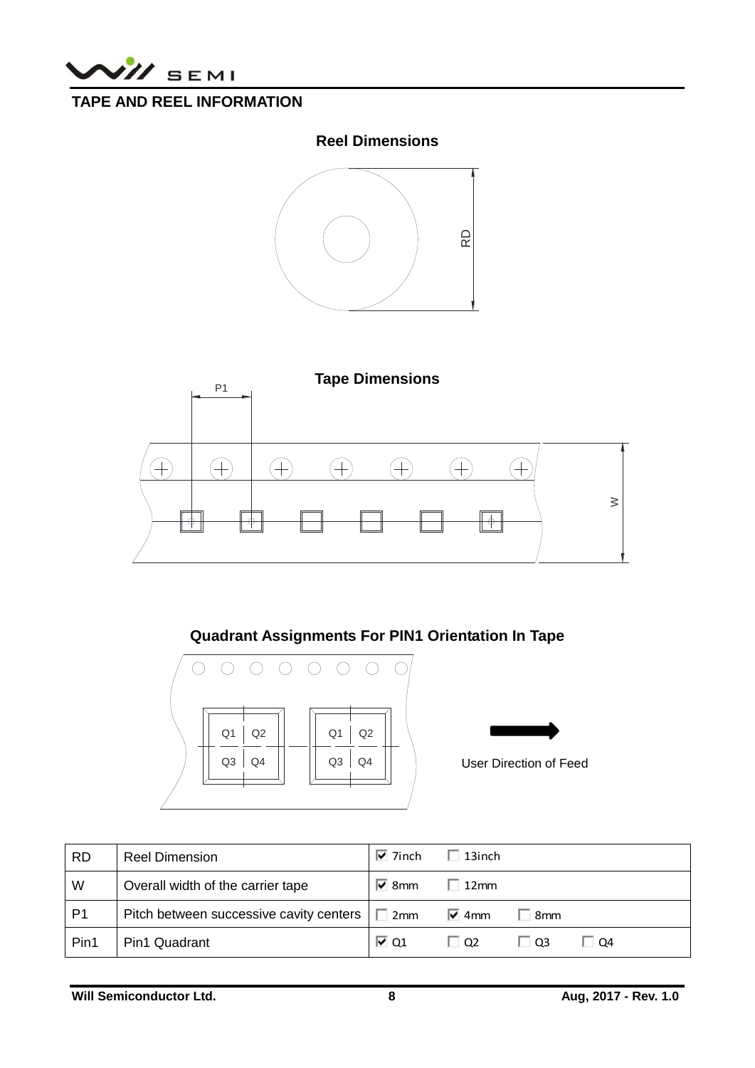## TAPE AND REEL INFORMATION

### Reel Dimensions

RD

### Tape Dimensions

P1

W

### Quadrant Assignments For PIN1 Orientation In Tape

Q1 Q2
Q3 Q4

Q1 Q2
Q3 Q4

User Direction of Feed

| | | |
|---|---|---|
| RD | Reel Dimension | ☑ 7inch ☐ 13inch |
| W | Overall width of the carrier tape | ☑ 8mm ☐ 12mm |
| P1 | Pitch between successive cavity centers | ☐ 2mm ☑ 4mm ☐ 8mm |
| Pin1 | Pin1 Quadrant | ☑ Q1 ☐ Q2 ☐ Q3 ☐ Q4 |